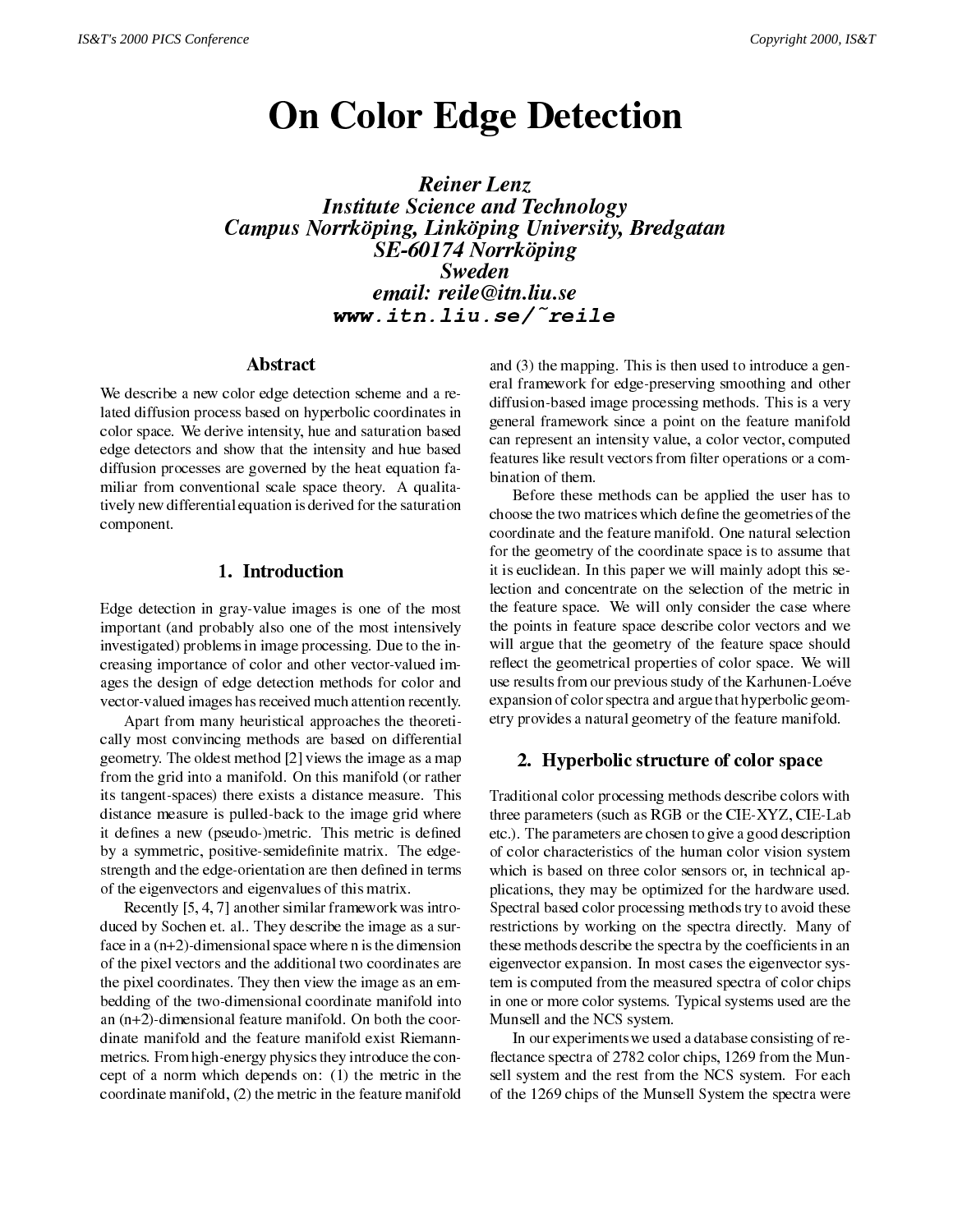# On Color Edge Detection

***Reiner Lenz***
***Institute Science and Technology***
***Campus Norrköping, Linköping University, Bredgatan***
***SE-60174 Norrköping***
***Sweden***
***email: reile@itn.liu.se***
***www.itn.liu.se/~reile***

## Abstract

We describe a new color edge detection scheme and a related diffusion process based on hyperbolic coordinates in color space. We derive intensity, hue and saturation based edge detectors and show that the intensity and hue based diffusion processes are governed by the heat equation familiar from conventional scale space theory. A qualitatively new differential equation is derived for the saturation component.

## 1. Introduction

Edge detection in gray-value images is one of the most important (and probably also one of the most intensively investigated) problems in image processing. Due to the increasing importance of color and other vector-valued images the design of edge detection methods for color and vector-valued images has received much attention recently.

Apart from many heuristical approaches the theoretically most convincing methods are based on differential geometry. The oldest method [2] views the image as a map from the grid into a manifold. On this manifold (or rather its tangent-spaces) there exists a distance measure. This distance measure is pulled-back to the image grid where it defines a new (pseudo-)metric. This metric is defined by a symmetric, positive-semidefinite matrix. The edge-strength and the edge-orientation are then defined in terms of the eigenvectors and eigenvalues of this matrix.

Recently [5, 4, 7] another similar framework was introduced by Sochen et. al.. They describe the image as a surface in a (n+2)-dimensional space where n is the dimension of the pixel vectors and the additional two coordinates are the pixel coordinates. They then view the image as an embedding of the two-dimensional coordinate manifold into an (n+2)-dimensional feature manifold. On both the coordinate manifold and the feature manifold exist Riemann-metrics. From high-energy physics they introduce the concept of a norm which depends on: (1) the metric in the coordinate manifold, (2) the metric in the feature manifold and (3) the mapping. This is then used to introduce a general framework for edge-preserving smoothing and other diffusion-based image processing methods. This is a very general framework since a point on the feature manifold can represent an intensity value, a color vector, computed features like result vectors from filter operations or a combination of them.

Before these methods can be applied the user has to choose the two matrices which define the geometries of the coordinate and the feature manifold. One natural selection for the geometry of the coordinate space is to assume that it is euclidean. In this paper we will mainly adopt this selection and concentrate on the selection of the metric in the feature space. We will only consider the case where the points in feature space describe color vectors and we will argue that the geometry of the feature space should reflect the geometrical properties of color space. We will use results from our previous study of the Karhunen-Loéve expansion of color spectra and argue that hyperbolic geometry provides a natural geometry of the feature manifold.

## 2. Hyperbolic structure of color space

Traditional color processing methods describe colors with three parameters (such as RGB or the CIE-XYZ, CIE-Lab etc.). The parameters are chosen to give a good description of color characteristics of the human color vision system which is based on three color sensors or, in technical applications, they may be optimized for the hardware used. Spectral based color processing methods try to avoid these restrictions by working on the spectra directly. Many of these methods describe the spectra by the coefficients in an eigenvector expansion. In most cases the eigenvector system is computed from the measured spectra of color chips in one or more color systems. Typical systems used are the Munsell and the NCS system.

In our experiments we used a database consisting of reflectance spectra of 2782 color chips, 1269 from the Munsell system and the rest from the NCS system. For each of the 1269 chips of the Munsell System the spectra were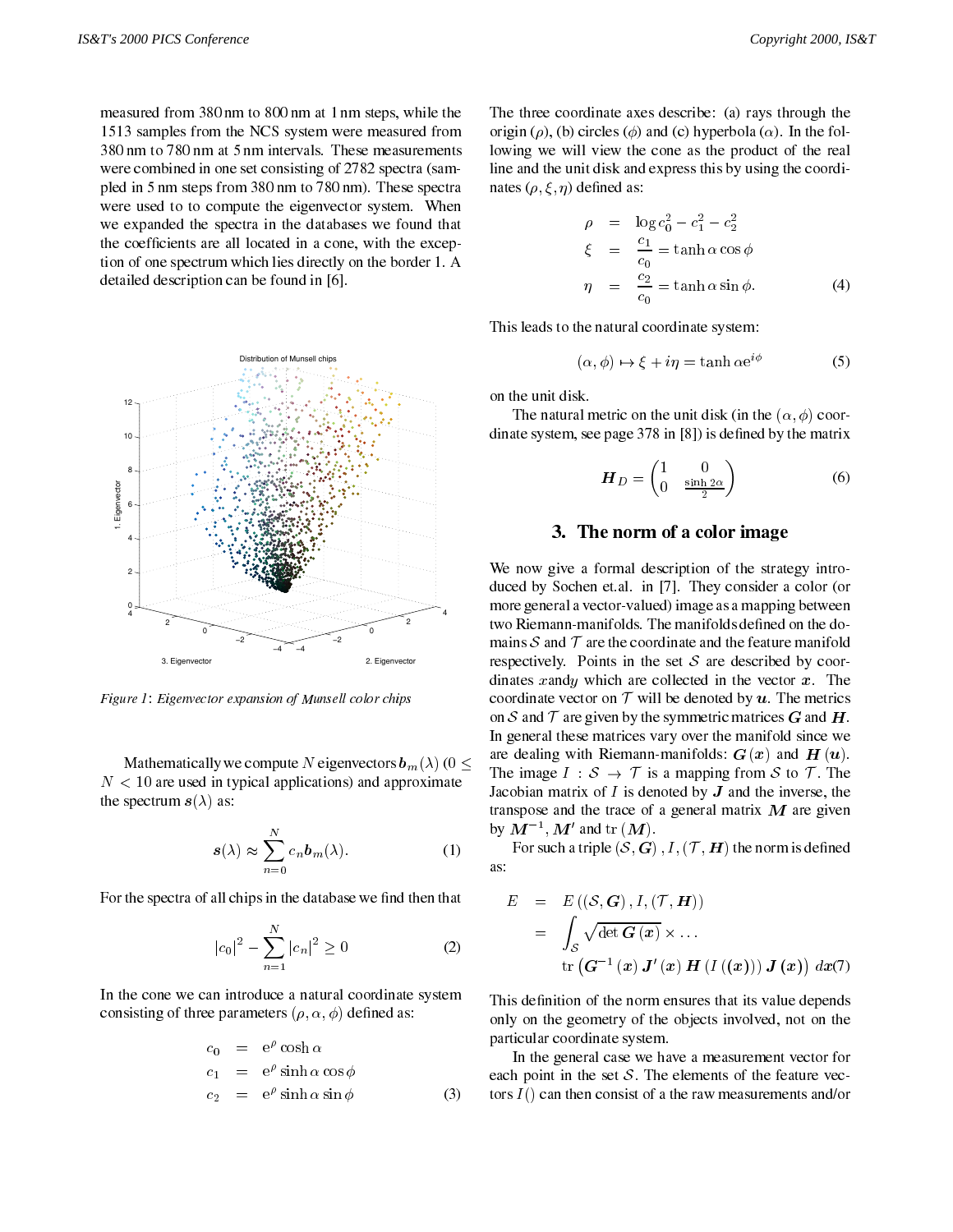measured from 380 nm to 800 nm at 1 nm steps, while the 1513 samples from the NCS system were measured from 380 nm to 780 nm at 5 nm intervals. These measurements were combined in one set consisting of 2782 spectra (sampled in 5 nm steps from 380 nm to 780 nm). These spectra were used to to compute the eigenvector system. When we expanded the spectra in the databases we found that the coefficients are all located in a cone, with the exception of one spectrum which lies directly on the border 1. A detailed description can be found in [6].

*Figure 1: Eigenvector expansion of Munsell color chips*

Mathematically we compute $N$ eigenvectors $\boldsymbol{b}_m(\lambda)$ ($0 \leq N < 10$ are used in typical applications) and approximate the spectrum $\boldsymbol{s}(\lambda)$ as:

$$\boldsymbol{s}(\lambda) \approx \sum_{n=0}^{N} c_n \boldsymbol{b}_m(\lambda). \tag{1}$$

For the spectra of all chips in the database we find then that

$$|c_0|^2 - \sum_{n=1}^{N} |c_n|^2 \geq 0 \tag{2}$$

In the cone we can introduce a natural coordinate system consisting of three parameters $(\rho, \alpha, \phi)$ defined as:

$$\begin{aligned} c_0 &= \mathrm{e}^{\rho} \cosh \alpha \\ c_1 &= \mathrm{e}^{\rho} \sinh \alpha \cos \phi \\ c_2 &= \mathrm{e}^{\rho} \sinh \alpha \sin \phi \end{aligned} \tag{3}$$

The three coordinate axes describe: (a) rays through the origin ($\rho$), (b) circles ($\phi$) and (c) hyperbola ($\alpha$). In the following we will view the cone as the product of the real line and the unit disk and express this by using the coordinates $(\rho, \xi, \eta)$ defined as:

$$\begin{aligned} \rho &= \log c_0^2 - c_1^2 - c_2^2 \\ \xi &= \frac{c_1}{c_0} = \tanh \alpha \cos \phi \\ \eta &= \frac{c_2}{c_0} = \tanh \alpha \sin \phi. \end{aligned} \tag{4}$$

This leads to the natural coordinate system:

$$(\alpha, \phi) \mapsto \xi + i\eta = \tanh \alpha \mathrm{e}^{i\phi} \tag{5}$$

on the unit disk.

The natural metric on the unit disk (in the $(\alpha, \phi)$ coordinate system, see page 378 in [8]) is defined by the matrix

$$\boldsymbol{H}_D = \begin{pmatrix} 1 & 0 \\ 0 & \frac{\sinh 2\alpha}{2} \end{pmatrix} \tag{6}$$

## 3. The norm of a color image

We now give a formal description of the strategy introduced by Sochen et.al. in [7]. They consider a color (or more general a vector-valued) image as a mapping between two Riemann-manifolds. The manifolds defined on the domains $\mathcal{S}$ and $\mathcal{T}$ are the coordinate and the feature manifold respectively. Points in the set $\mathcal{S}$ are described by coordinates $x$ and $y$ which are collected in the vector $\boldsymbol{x}$. The coordinate vector on $\mathcal{T}$ will be denoted by $\boldsymbol{u}$. The metrics on $\mathcal{S}$ and $\mathcal{T}$ are given by the symmetric matrices $\boldsymbol{G}$ and $\boldsymbol{H}$. In general these matrices vary over the manifold since we are dealing with Riemann-manifolds: $\boldsymbol{G}(\boldsymbol{x})$ and $\boldsymbol{H}(\boldsymbol{u})$. The image $I : \mathcal{S} \to \mathcal{T}$ is a mapping from $\mathcal{S}$ to $\mathcal{T}$. The Jacobian matrix of $I$ is denoted by $\boldsymbol{J}$ and the inverse, the transpose and the trace of a general matrix $\boldsymbol{M}$ are given by $\boldsymbol{M}^{-1}, \boldsymbol{M}'$ and $\mathrm{tr}(\boldsymbol{M})$.

For such a triple $(\mathcal{S}, \boldsymbol{G}), I, (\mathcal{T}, \boldsymbol{H})$ the norm is defined as:

$$\begin{aligned} E &= E\left((\mathcal{S}, \boldsymbol{G}), I, (\mathcal{T}, \boldsymbol{H})\right) \\ &= \int_{\mathcal{S}} \sqrt{\det \boldsymbol{G}(\boldsymbol{x})} \times \ldots \\ &\quad \mathrm{tr}\left(\boldsymbol{G}^{-1}(\boldsymbol{x}) \boldsymbol{J}'(\boldsymbol{x}) \boldsymbol{H}(I((\boldsymbol{x}))) \boldsymbol{J}(\boldsymbol{x})\right) d\boldsymbol{x} \end{aligned} \tag{7}$$

This definition of the norm ensures that its value depends only on the geometry of the objects involved, not on the particular coordinate system.

In the general case we have a measurement vector for each point in the set $\mathcal{S}$. The elements of the feature vectors $I()$ can then consist of a the raw measurements and/or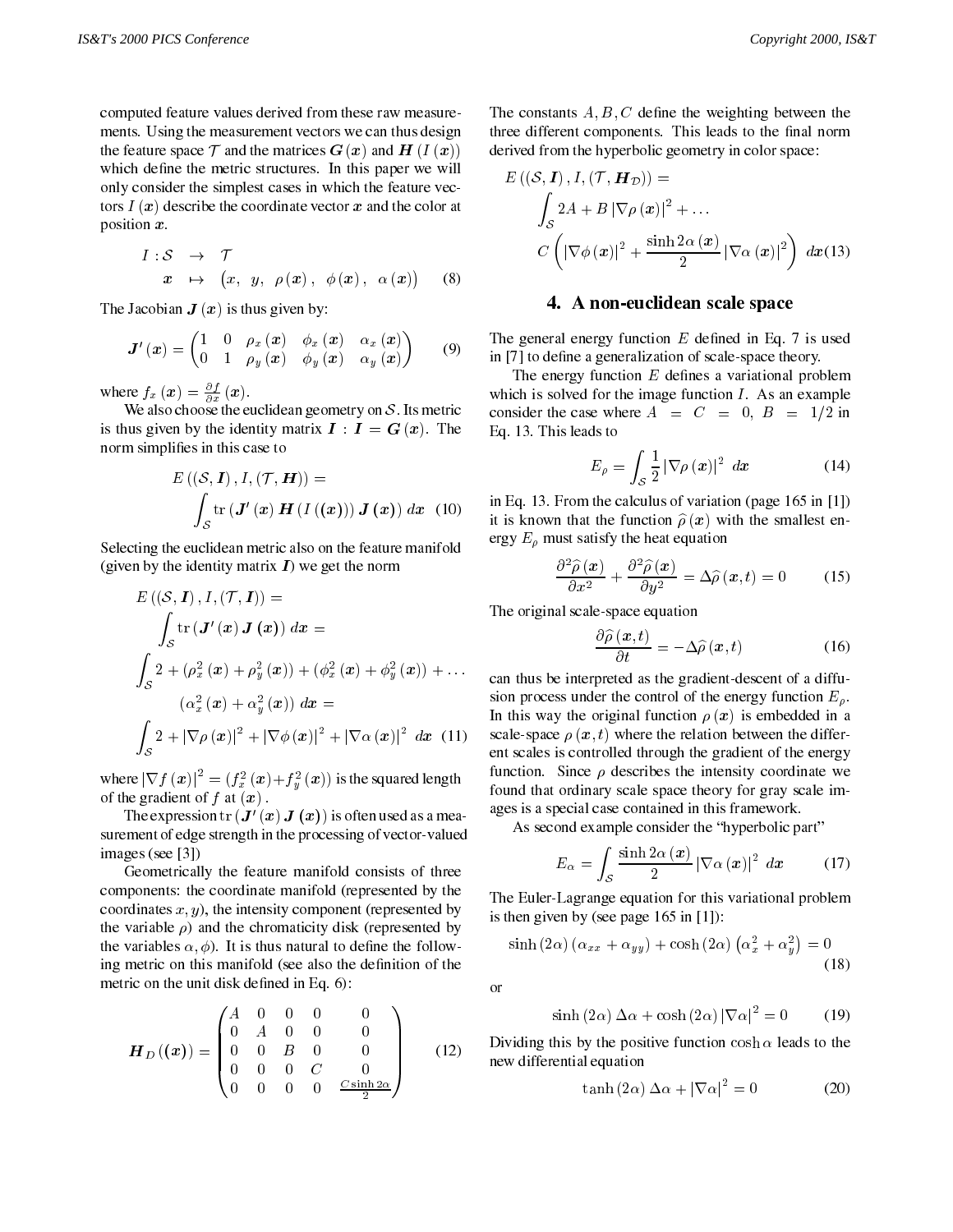computed feature values derived from these raw measurements. Using the measurement vectors we can thus design the feature space $\mathcal{T}$ and the matrices $\boldsymbol{G}(\boldsymbol{x})$ and $\boldsymbol{H}(I(\boldsymbol{x}))$ which define the metric structures. In this paper we will only consider the simplest cases in which the feature vectors $I(\boldsymbol{x})$ describe the coordinate vector $\boldsymbol{x}$ and the color at position $\boldsymbol{x}$.

$$
\begin{aligned}
I : \mathcal{S} &\rightarrow \mathcal{T} \\
\boldsymbol{x} &\mapsto \begin{pmatrix} x, & y, & \rho(\boldsymbol{x}), & \phi(\boldsymbol{x}), & \alpha(\boldsymbol{x}) \end{pmatrix}
\end{aligned}
\tag{8}
$$

The Jacobian $\boldsymbol{J}(\boldsymbol{x})$ is thus given by:

$$
\boldsymbol{J}'(\boldsymbol{x}) = \begin{pmatrix} 1 & 0 & \rho_x(\boldsymbol{x}) & \phi_x(\boldsymbol{x}) & \alpha_x(\boldsymbol{x}) \\ 0 & 1 & \rho_y(\boldsymbol{x}) & \phi_y(\boldsymbol{x}) & \alpha_y(\boldsymbol{x}) \end{pmatrix} \tag{9}
$$

where $f_x(\boldsymbol{x}) = \frac{\partial f}{\partial x}(\boldsymbol{x})$.

We also choose the euclidean geometry on $\mathcal{S}$. Its metric is thus given by the identity matrix $\boldsymbol{I} : \boldsymbol{I} = \boldsymbol{G}(\boldsymbol{x})$. The norm simplifies in this case to

$$
\begin{aligned}
E((\mathcal{S}, \boldsymbol{I}), I, (\mathcal{T}, \boldsymbol{H})) &= \\
\int_{\mathcal{S}} \operatorname{tr}(\boldsymbol{J}'(\boldsymbol{x})\, \boldsymbol{H}(I((\boldsymbol{x})))\, \boldsymbol{J}(\boldsymbol{x}))\; d\boldsymbol{x}
\end{aligned}
\tag{10}
$$

Selecting the euclidean metric also on the feature manifold (given by the identity matrix $\boldsymbol{I}$) we get the norm

$$
\begin{aligned}
&E((\mathcal{S}, \boldsymbol{I}), I, (\mathcal{T}, \boldsymbol{I})) = \\
&\int_{\mathcal{S}} \operatorname{tr}(\boldsymbol{J}'(\boldsymbol{x})\, \boldsymbol{J}(\boldsymbol{x}))\; d\boldsymbol{x} = \\
&\int_{\mathcal{S}} 2 + (\rho_x^2(\boldsymbol{x}) + \rho_y^2(\boldsymbol{x})) + (\phi_x^2(\boldsymbol{x}) + \phi_y^2(\boldsymbol{x})) + \ldots \\
&\qquad (\alpha_x^2(\boldsymbol{x}) + \alpha_y^2(\boldsymbol{x}))\; d\boldsymbol{x} = \\
&\int_{\mathcal{S}} 2 + |\nabla\rho(\boldsymbol{x})|^2 + |\nabla\phi(\boldsymbol{x})|^2 + |\nabla\alpha(\boldsymbol{x})|^2\; d\boldsymbol{x}
\end{aligned}
\tag{11}
$$

where $|\nabla f(\boldsymbol{x})|^2 = (f_x^2(\boldsymbol{x}) + f_y^2(\boldsymbol{x}))$ is the squared length of the gradient of $f$ at $(\boldsymbol{x})$.

The expression $\operatorname{tr}(\boldsymbol{J}'(\boldsymbol{x})\, \boldsymbol{J}(\boldsymbol{x}))$ is often used as a measurement of edge strength in the processing of vector-valued images (see [3])

Geometrically the feature manifold consists of three components: the coordinate manifold (represented by the coordinates $x, y$), the intensity component (represented by the variable $\rho$) and the chromaticity disk (represented by the variables $\alpha, \phi$). It is thus natural to define the following metric on this manifold (see also the definition of the metric on the unit disk defined in Eq. 6):

$$
\boldsymbol{H}_D((\boldsymbol{x})) = \begin{pmatrix} A & 0 & 0 & 0 & 0 \\ 0 & A & 0 & 0 & 0 \\ 0 & 0 & B & 0 & 0 \\ 0 & 0 & 0 & C & 0 \\ 0 & 0 & 0 & 0 & \frac{C \sinh 2\alpha}{2} \end{pmatrix} \tag{12}
$$

The constants $A, B, C$ define the weighting between the three different components. This leads to the final norm derived from the hyperbolic geometry in color space:

$$
\begin{aligned}
&E((\mathcal{S}, \boldsymbol{I}), I, (\mathcal{T}, \boldsymbol{H}_{\mathcal{D}})) = \\
&\int_{\mathcal{S}} 2A + B\,|\nabla\rho(\boldsymbol{x})|^2 + \ldots \\
&C\left(|\nabla\phi(\boldsymbol{x})|^2 + \frac{\sinh 2\alpha(\boldsymbol{x})}{2}\,|\nabla\alpha(\boldsymbol{x})|^2\right)\; d\boldsymbol{x}
\end{aligned}
\tag{13}
$$

## 4. A non-euclidean scale space

The general energy function $E$ defined in Eq. 7 is used in [7] to define a generalization of scale-space theory.

The energy function $E$ defines a variational problem which is solved for the image function $I$. As an example consider the case where $A = C = 0,\ B = 1/2$ in Eq. 13. This leads to

$$
E_\rho = \int_{\mathcal{S}} \frac{1}{2}\,|\nabla\rho(\boldsymbol{x})|^2\; d\boldsymbol{x} \tag{14}
$$

in Eq. 13. From the calculus of variation (page 165 in [1]) it is known that the function $\widehat{\rho}(\boldsymbol{x})$ with the smallest energy $E_\rho$ must satisfy the heat equation

$$
\frac{\partial^2 \widehat{\rho}(\boldsymbol{x})}{\partial x^2} + \frac{\partial^2 \widehat{\rho}(\boldsymbol{x})}{\partial y^2} = \Delta\widehat{\rho}(\boldsymbol{x}, t) = 0 \tag{15}
$$

The original scale-space equation

$$
\frac{\partial \widehat{\rho}(\boldsymbol{x}, t)}{\partial t} = -\Delta\widehat{\rho}(\boldsymbol{x}, t) \tag{16}
$$

can thus be interpreted as the gradient-descent of a diffusion process under the control of the energy function $E_\rho$. In this way the original function $\rho(\boldsymbol{x})$ is embedded in a scale-space $\rho(\boldsymbol{x}, t)$ where the relation between the different scales is controlled through the gradient of the energy function. Since $\rho$ describes the intensity coordinate we found that ordinary scale space theory for gray scale images is a special case contained in this framework.

As second example consider the "hyperbolic part"

$$
E_\alpha = \int_{\mathcal{S}} \frac{\sinh 2\alpha(\boldsymbol{x})}{2}\,|\nabla\alpha(\boldsymbol{x})|^2\; d\boldsymbol{x} \tag{17}
$$

The Euler-Lagrange equation for this variational problem is then given by (see page 165 in [1]):

$$
\sinh(2\alpha)(\alpha_{xx} + \alpha_{yy}) + \cosh(2\alpha)\left(\alpha_x^2 + \alpha_y^2\right) = 0 \tag{18}
$$

or

$$
\sinh(2\alpha)\,\Delta\alpha + \cosh(2\alpha)\,|\nabla\alpha|^2 = 0 \tag{19}
$$

Dividing this by the positive function $\cosh\alpha$ leads to the new differential equation

$$
\tanh(2\alpha)\,\Delta\alpha + |\nabla\alpha|^2 = 0 \tag{20}
$$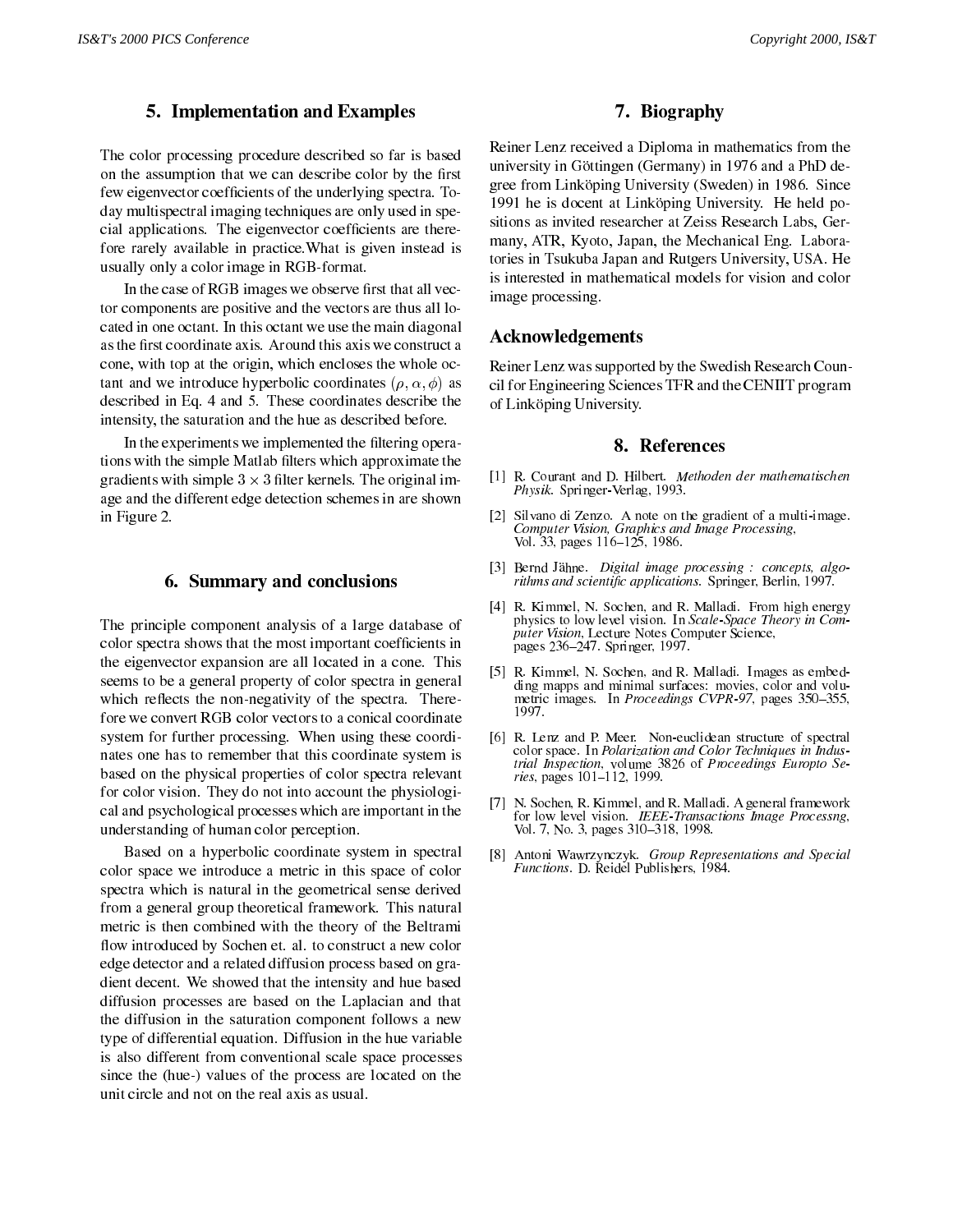## 5. Implementation and Examples

The color processing procedure described so far is based on the assumption that we can describe color by the first few eigenvector coefficients of the underlying spectra. Today multispectral imaging techniques are only used in special applications. The eigenvector coefficients are therefore rarely available in practice.What is given instead is usually only a color image in RGB-format.

In the case of RGB images we observe first that all vector components are positive and the vectors are thus all located in one octant. In this octant we use the main diagonal as the first coordinate axis. Around this axis we construct a cone, with top at the origin, which encloses the whole octant and we introduce hyperbolic coordinates $(\rho, \alpha, \phi)$ as described in Eq. 4 and 5. These coordinates describe the intensity, the saturation and the hue as described before.

In the experiments we implemented the filtering operations with the simple Matlab filters which approximate the gradients with simple $3 \times 3$ filter kernels. The original image and the different edge detection schemes in are shown in Figure 2.

## 6. Summary and conclusions

The principle component analysis of a large database of color spectra shows that the most important coefficients in the eigenvector expansion are all located in a cone. This seems to be a general property of color spectra in general which reflects the non-negativity of the spectra. Therefore we convert RGB color vectors to a conical coordinate system for further processing. When using these coordinates one has to remember that this coordinate system is based on the physical properties of color spectra relevant for color vision. They do not into account the physiological and psychological processes which are important in the understanding of human color perception.

Based on a hyperbolic coordinate system in spectral color space we introduce a metric in this space of color spectra which is natural in the geometrical sense derived from a general group theoretical framework. This natural metric is then combined with the theory of the Beltrami flow introduced by Sochen et. al. to construct a new color edge detector and a related diffusion process based on gradient decent. We showed that the intensity and hue based diffusion processes are based on the Laplacian and that the diffusion in the saturation component follows a new type of differential equation. Diffusion in the hue variable is also different from conventional scale space processes since the (hue-) values of the process are located on the unit circle and not on the real axis as usual.

## 7. Biography

Reiner Lenz received a Diploma in mathematics from the university in Göttingen (Germany) in 1976 and a PhD degree from Linköping University (Sweden) in 1986. Since 1991 he is docent at Linköping University. He held positions as invited researcher at Zeiss Research Labs, Germany, ATR, Kyoto, Japan, the Mechanical Eng. Laboratories in Tsukuba Japan and Rutgers University, USA. He is interested in mathematical models for vision and color image processing.

### Acknowledgements

Reiner Lenz was supported by the Swedish Research Council for Engineering Sciences TFR and the CENIIT program of Linköping University.

## 8. References

[1] R. Courant and D. Hilbert. *Methoden der mathematischen Physik*. Springer-Verlag, 1993.

[2] Silvano di Zenzo. A note on the gradient of a multi-image. *Computer Vision, Graphics and Image Processing*, Vol. 33, pages 116–125, 1986.

[3] Bernd Jähne. *Digital image processing : concepts, algorithms and scientific applications*. Springer, Berlin, 1997.

[4] R. Kimmel, N. Sochen, and R. Malladi. From high energy physics to low level vision. In *Scale-Space Theory in Computer Vision*, Lecture Notes Computer Science, pages 236–247. Springer, 1997.

[5] R. Kimmel, N. Sochen, and R. Malladi. Images as embedding mapps and minimal surfaces: movies, color and volumetric images. In *Proceedings CVPR-97*, pages 350–355, 1997.

[6] R. Lenz and P. Meer. Non-euclidean structure of spectral color space. In *Polarization and Color Techniques in Industrial Inspection*, volume 3826 of *Proceedings Europto Series*, pages 101–112, 1999.

[7] N. Sochen, R. Kimmel, and R. Malladi. A general framework for low level vision. *IEEE-Transactions Image Processng*, Vol. 7, No. 3, pages 310–318, 1998.

[8] Antoni Wawrzynczyk. *Group Representations and Special Functions*. D. Reidel Publishers, 1984.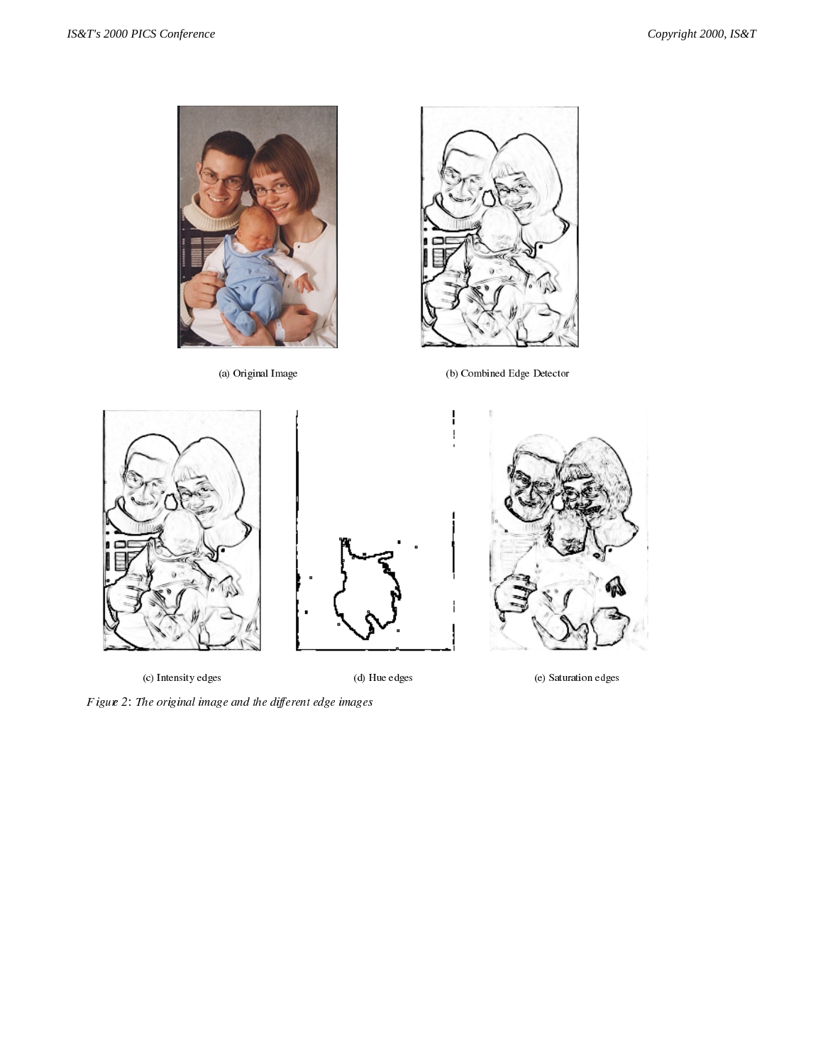(a) Original Image

(b) Combined Edge Detector

(c) Intensity edges

(d) Hue edges

(e) Saturation edges

*Figure 2: The original image and the different edge images*